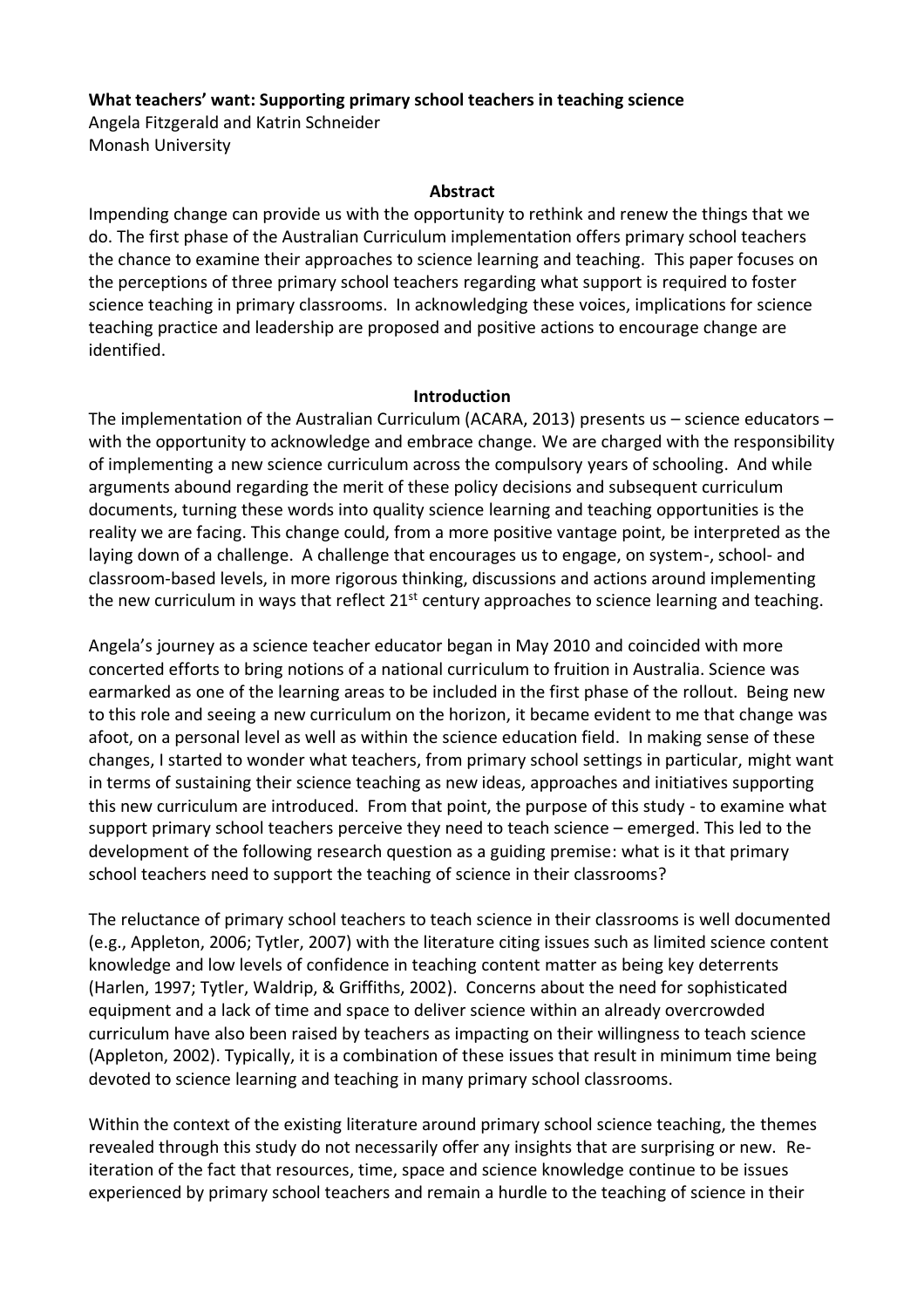**What teachers' want: Supporting primary school teachers in teaching science**
Angela Fitzgerald and Katrin Schneider
Monash University

## Abstract

Impending change can provide us with the opportunity to rethink and renew the things that we do. The first phase of the Australian Curriculum implementation offers primary school teachers the chance to examine their approaches to science learning and teaching. This paper focuses on the perceptions of three primary school teachers regarding what support is required to foster science teaching in primary classrooms. In acknowledging these voices, implications for science teaching practice and leadership are proposed and positive actions to encourage change are identified.

## Introduction

The implementation of the Australian Curriculum (ACARA, 2013) presents us – science educators – with the opportunity to acknowledge and embrace change. We are charged with the responsibility of implementing a new science curriculum across the compulsory years of schooling. And while arguments abound regarding the merit of these policy decisions and subsequent curriculum documents, turning these words into quality science learning and teaching opportunities is the reality we are facing. This change could, from a more positive vantage point, be interpreted as the laying down of a challenge. A challenge that encourages us to engage, on system-, school- and classroom-based levels, in more rigorous thinking, discussions and actions around implementing the new curriculum in ways that reflect 21st century approaches to science learning and teaching.

Angela's journey as a science teacher educator began in May 2010 and coincided with more concerted efforts to bring notions of a national curriculum to fruition in Australia. Science was earmarked as one of the learning areas to be included in the first phase of the rollout. Being new to this role and seeing a new curriculum on the horizon, it became evident to me that change was afoot, on a personal level as well as within the science education field. In making sense of these changes, I started to wonder what teachers, from primary school settings in particular, might want in terms of sustaining their science teaching as new ideas, approaches and initiatives supporting this new curriculum are introduced. From that point, the purpose of this study - to examine what support primary school teachers perceive they need to teach science – emerged. This led to the development of the following research question as a guiding premise: what is it that primary school teachers need to support the teaching of science in their classrooms?

The reluctance of primary school teachers to teach science in their classrooms is well documented (e.g., Appleton, 2006; Tytler, 2007) with the literature citing issues such as limited science content knowledge and low levels of confidence in teaching content matter as being key deterrents (Harlen, 1997; Tytler, Waldrip, & Griffiths, 2002). Concerns about the need for sophisticated equipment and a lack of time and space to deliver science within an already overcrowded curriculum have also been raised by teachers as impacting on their willingness to teach science (Appleton, 2002). Typically, it is a combination of these issues that result in minimum time being devoted to science learning and teaching in many primary school classrooms.

Within the context of the existing literature around primary school science teaching, the themes revealed through this study do not necessarily offer any insights that are surprising or new. Re-iteration of the fact that resources, time, space and science knowledge continue to be issues experienced by primary school teachers and remain a hurdle to the teaching of science in their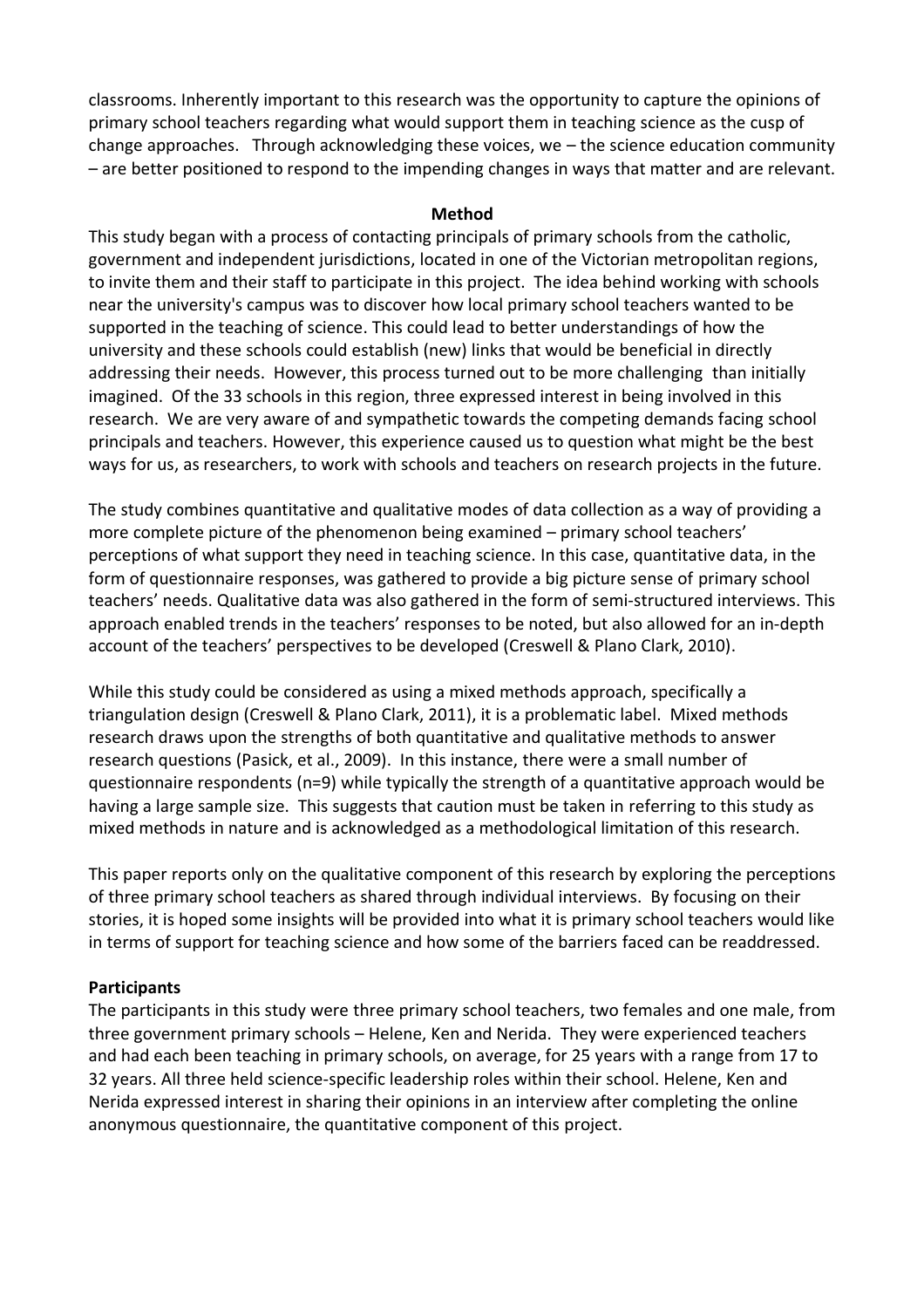classrooms. Inherently important to this research was the opportunity to capture the opinions of primary school teachers regarding what would support them in teaching science as the cusp of change approaches. Through acknowledging these voices, we – the science education community – are better positioned to respond to the impending changes in ways that matter and are relevant.

## Method

This study began with a process of contacting principals of primary schools from the catholic, government and independent jurisdictions, located in one of the Victorian metropolitan regions, to invite them and their staff to participate in this project. The idea behind working with schools near the university's campus was to discover how local primary school teachers wanted to be supported in the teaching of science. This could lead to better understandings of how the university and these schools could establish (new) links that would be beneficial in directly addressing their needs. However, this process turned out to be more challenging than initially imagined. Of the 33 schools in this region, three expressed interest in being involved in this research. We are very aware of and sympathetic towards the competing demands facing school principals and teachers. However, this experience caused us to question what might be the best ways for us, as researchers, to work with schools and teachers on research projects in the future.

The study combines quantitative and qualitative modes of data collection as a way of providing a more complete picture of the phenomenon being examined – primary school teachers' perceptions of what support they need in teaching science. In this case, quantitative data, in the form of questionnaire responses, was gathered to provide a big picture sense of primary school teachers' needs. Qualitative data was also gathered in the form of semi-structured interviews. This approach enabled trends in the teachers' responses to be noted, but also allowed for an in-depth account of the teachers' perspectives to be developed (Creswell & Plano Clark, 2010).

While this study could be considered as using a mixed methods approach, specifically a triangulation design (Creswell & Plano Clark, 2011), it is a problematic label. Mixed methods research draws upon the strengths of both quantitative and qualitative methods to answer research questions (Pasick, et al., 2009). In this instance, there were a small number of questionnaire respondents (n=9) while typically the strength of a quantitative approach would be having a large sample size. This suggests that caution must be taken in referring to this study as mixed methods in nature and is acknowledged as a methodological limitation of this research.

This paper reports only on the qualitative component of this research by exploring the perceptions of three primary school teachers as shared through individual interviews. By focusing on their stories, it is hoped some insights will be provided into what it is primary school teachers would like in terms of support for teaching science and how some of the barriers faced can be readdressed.

### Participants

The participants in this study were three primary school teachers, two females and one male, from three government primary schools – Helene, Ken and Nerida. They were experienced teachers and had each been teaching in primary schools, on average, for 25 years with a range from 17 to 32 years. All three held science-specific leadership roles within their school. Helene, Ken and Nerida expressed interest in sharing their opinions in an interview after completing the online anonymous questionnaire, the quantitative component of this project.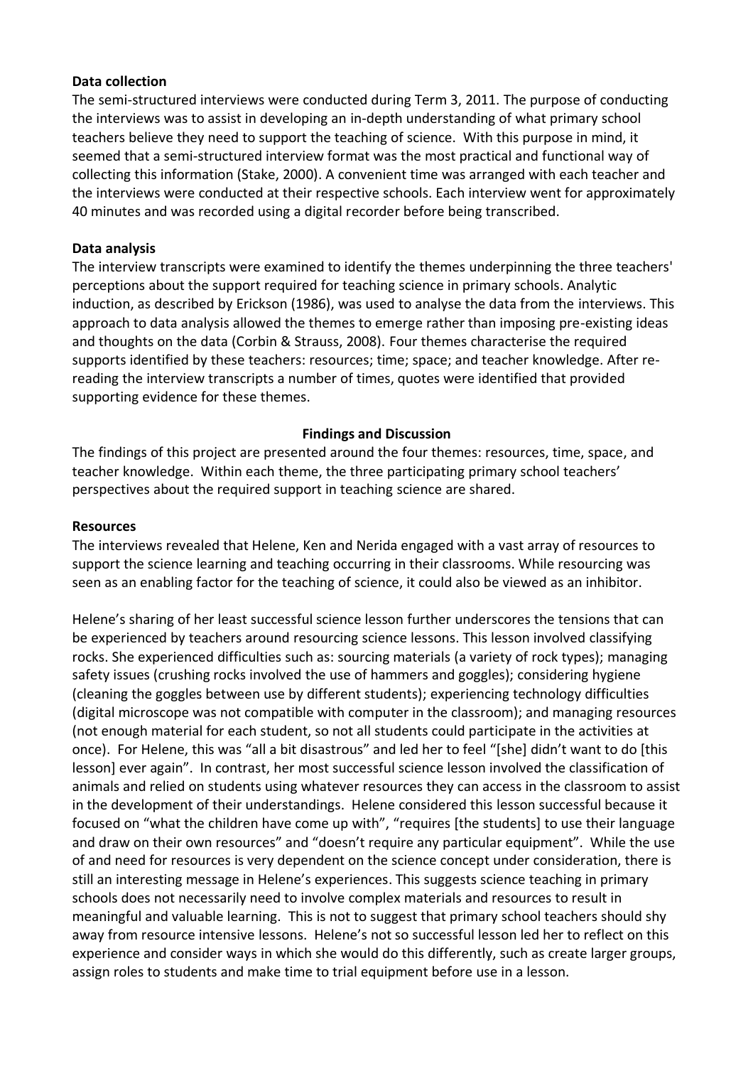### Data collection

The semi-structured interviews were conducted during Term 3, 2011. The purpose of conducting the interviews was to assist in developing an in-depth understanding of what primary school teachers believe they need to support the teaching of science. With this purpose in mind, it seemed that a semi-structured interview format was the most practical and functional way of collecting this information (Stake, 2000). A convenient time was arranged with each teacher and the interviews were conducted at their respective schools. Each interview went for approximately 40 minutes and was recorded using a digital recorder before being transcribed.

### Data analysis

The interview transcripts were examined to identify the themes underpinning the three teachers' perceptions about the support required for teaching science in primary schools. Analytic induction, as described by Erickson (1986), was used to analyse the data from the interviews. This approach to data analysis allowed the themes to emerge rather than imposing pre-existing ideas and thoughts on the data (Corbin & Strauss, 2008). Four themes characterise the required supports identified by these teachers: resources; time; space; and teacher knowledge. After re-reading the interview transcripts a number of times, quotes were identified that provided supporting evidence for these themes.

## Findings and Discussion

The findings of this project are presented around the four themes: resources, time, space, and teacher knowledge. Within each theme, the three participating primary school teachers' perspectives about the required support in teaching science are shared.

### Resources

The interviews revealed that Helene, Ken and Nerida engaged with a vast array of resources to support the science learning and teaching occurring in their classrooms. While resourcing was seen as an enabling factor for the teaching of science, it could also be viewed as an inhibitor.

Helene's sharing of her least successful science lesson further underscores the tensions that can be experienced by teachers around resourcing science lessons. This lesson involved classifying rocks. She experienced difficulties such as: sourcing materials (a variety of rock types); managing safety issues (crushing rocks involved the use of hammers and goggles); considering hygiene (cleaning the goggles between use by different students); experiencing technology difficulties (digital microscope was not compatible with computer in the classroom); and managing resources (not enough material for each student, so not all students could participate in the activities at once). For Helene, this was "all a bit disastrous" and led her to feel "[she] didn't want to do [this lesson] ever again". In contrast, her most successful science lesson involved the classification of animals and relied on students using whatever resources they can access in the classroom to assist in the development of their understandings. Helene considered this lesson successful because it focused on "what the children have come up with", "requires [the students] to use their language and draw on their own resources" and "doesn't require any particular equipment". While the use of and need for resources is very dependent on the science concept under consideration, there is still an interesting message in Helene's experiences. This suggests science teaching in primary schools does not necessarily need to involve complex materials and resources to result in meaningful and valuable learning. This is not to suggest that primary school teachers should shy away from resource intensive lessons. Helene's not so successful lesson led her to reflect on this experience and consider ways in which she would do this differently, such as create larger groups, assign roles to students and make time to trial equipment before use in a lesson.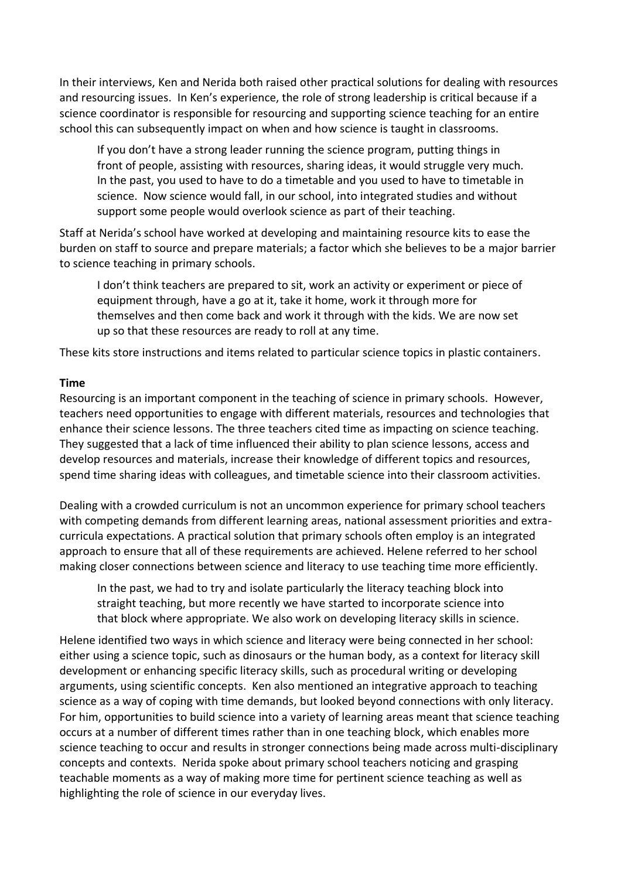In their interviews, Ken and Nerida both raised other practical solutions for dealing with resources and resourcing issues. In Ken's experience, the role of strong leadership is critical because if a science coordinator is responsible for resourcing and supporting science teaching for an entire school this can subsequently impact on when and how science is taught in classrooms.

> If you don't have a strong leader running the science program, putting things in front of people, assisting with resources, sharing ideas, it would struggle very much. In the past, you used to have to do a timetable and you used to have to timetable in science. Now science would fall, in our school, into integrated studies and without support some people would overlook science as part of their teaching.

Staff at Nerida's school have worked at developing and maintaining resource kits to ease the burden on staff to source and prepare materials; a factor which she believes to be a major barrier to science teaching in primary schools.

> I don't think teachers are prepared to sit, work an activity or experiment or piece of equipment through, have a go at it, take it home, work it through more for themselves and then come back and work it through with the kids. We are now set up so that these resources are ready to roll at any time.

These kits store instructions and items related to particular science topics in plastic containers.

**Time**

Resourcing is an important component in the teaching of science in primary schools. However, teachers need opportunities to engage with different materials, resources and technologies that enhance their science lessons. The three teachers cited time as impacting on science teaching. They suggested that a lack of time influenced their ability to plan science lessons, access and develop resources and materials, increase their knowledge of different topics and resources, spend time sharing ideas with colleagues, and timetable science into their classroom activities.

Dealing with a crowded curriculum is not an uncommon experience for primary school teachers with competing demands from different learning areas, national assessment priorities and extra-curricula expectations. A practical solution that primary schools often employ is an integrated approach to ensure that all of these requirements are achieved. Helene referred to her school making closer connections between science and literacy to use teaching time more efficiently.

> In the past, we had to try and isolate particularly the literacy teaching block into straight teaching, but more recently we have started to incorporate science into that block where appropriate. We also work on developing literacy skills in science.

Helene identified two ways in which science and literacy were being connected in her school: either using a science topic, such as dinosaurs or the human body, as a context for literacy skill development or enhancing specific literacy skills, such as procedural writing or developing arguments, using scientific concepts. Ken also mentioned an integrative approach to teaching science as a way of coping with time demands, but looked beyond connections with only literacy. For him, opportunities to build science into a variety of learning areas meant that science teaching occurs at a number of different times rather than in one teaching block, which enables more science teaching to occur and results in stronger connections being made across multi-disciplinary concepts and contexts. Nerida spoke about primary school teachers noticing and grasping teachable moments as a way of making more time for pertinent science teaching as well as highlighting the role of science in our everyday lives.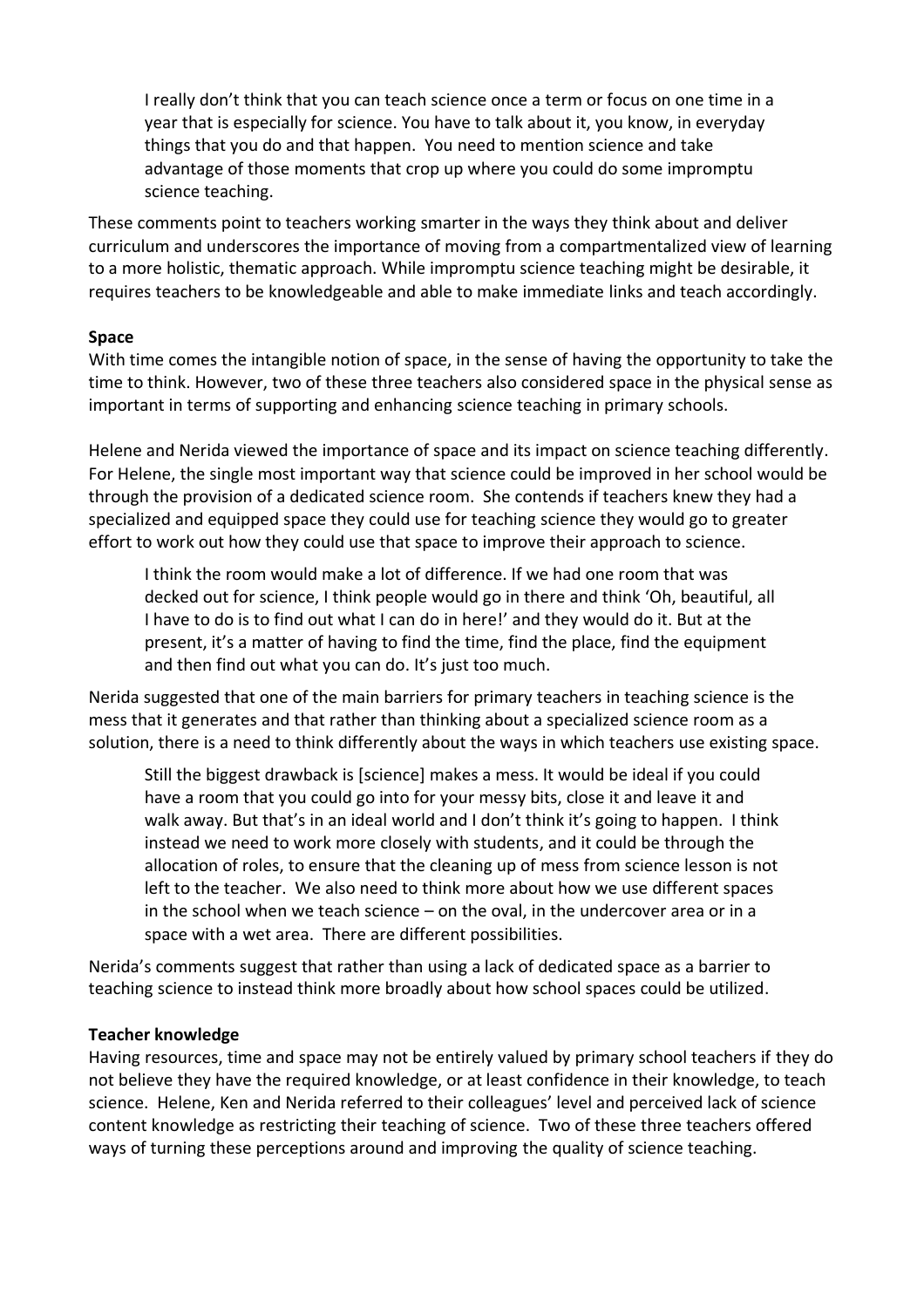> I really don't think that you can teach science once a term or focus on one time in a year that is especially for science. You have to talk about it, you know, in everyday things that you do and that happen. You need to mention science and take advantage of those moments that crop up where you could do some impromptu science teaching.

These comments point to teachers working smarter in the ways they think about and deliver curriculum and underscores the importance of moving from a compartmentalized view of learning to a more holistic, thematic approach. While impromptu science teaching might be desirable, it requires teachers to be knowledgeable and able to make immediate links and teach accordingly.

**Space**

With time comes the intangible notion of space, in the sense of having the opportunity to take the time to think. However, two of these three teachers also considered space in the physical sense as important in terms of supporting and enhancing science teaching in primary schools.

Helene and Nerida viewed the importance of space and its impact on science teaching differently. For Helene, the single most important way that science could be improved in her school would be through the provision of a dedicated science room. She contends if teachers knew they had a specialized and equipped space they could use for teaching science they would go to greater effort to work out how they could use that space to improve their approach to science.

> I think the room would make a lot of difference. If we had one room that was decked out for science, I think people would go in there and think 'Oh, beautiful, all I have to do is to find out what I can do in here!' and they would do it. But at the present, it's a matter of having to find the time, find the place, find the equipment and then find out what you can do. It's just too much.

Nerida suggested that one of the main barriers for primary teachers in teaching science is the mess that it generates and that rather than thinking about a specialized science room as a solution, there is a need to think differently about the ways in which teachers use existing space.

> Still the biggest drawback is [science] makes a mess. It would be ideal if you could have a room that you could go into for your messy bits, close it and leave it and walk away. But that's in an ideal world and I don't think it's going to happen. I think instead we need to work more closely with students, and it could be through the allocation of roles, to ensure that the cleaning up of mess from science lesson is not left to the teacher. We also need to think more about how we use different spaces in the school when we teach science – on the oval, in the undercover area or in a space with a wet area. There are different possibilities.

Nerida's comments suggest that rather than using a lack of dedicated space as a barrier to teaching science to instead think more broadly about how school spaces could be utilized.

**Teacher knowledge**

Having resources, time and space may not be entirely valued by primary school teachers if they do not believe they have the required knowledge, or at least confidence in their knowledge, to teach science. Helene, Ken and Nerida referred to their colleagues' level and perceived lack of science content knowledge as restricting their teaching of science. Two of these three teachers offered ways of turning these perceptions around and improving the quality of science teaching.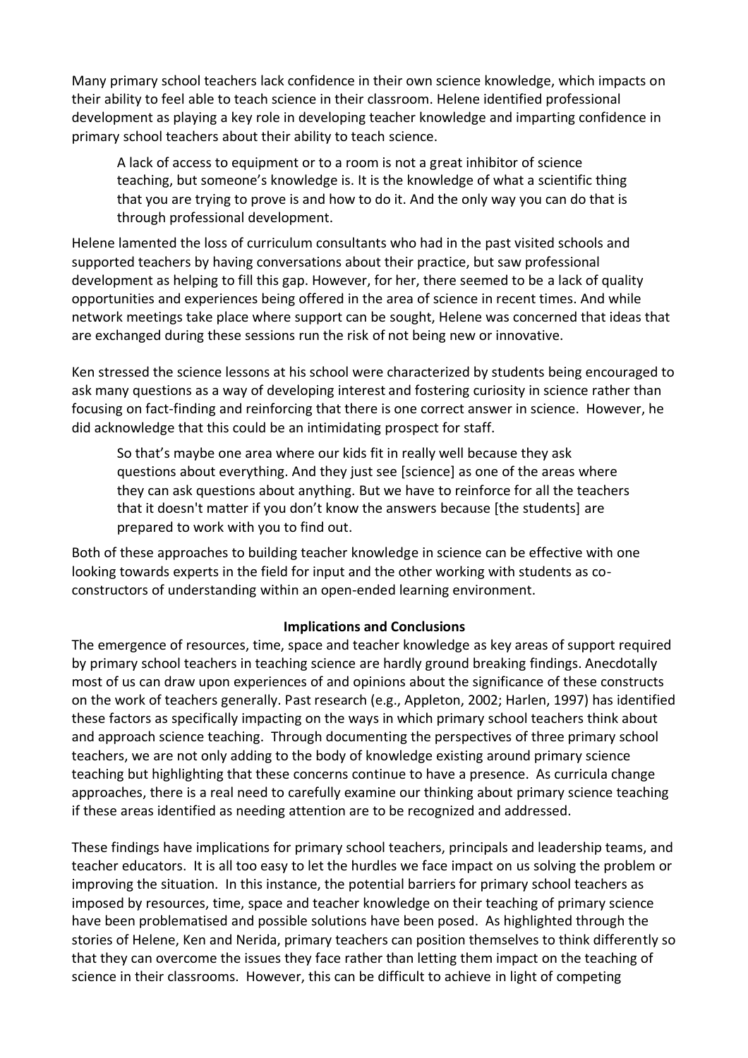Many primary school teachers lack confidence in their own science knowledge, which impacts on their ability to feel able to teach science in their classroom. Helene identified professional development as playing a key role in developing teacher knowledge and imparting confidence in primary school teachers about their ability to teach science.

> A lack of access to equipment or to a room is not a great inhibitor of science teaching, but someone's knowledge is. It is the knowledge of what a scientific thing that you are trying to prove is and how to do it. And the only way you can do that is through professional development.

Helene lamented the loss of curriculum consultants who had in the past visited schools and supported teachers by having conversations about their practice, but saw professional development as helping to fill this gap. However, for her, there seemed to be a lack of quality opportunities and experiences being offered in the area of science in recent times. And while network meetings take place where support can be sought, Helene was concerned that ideas that are exchanged during these sessions run the risk of not being new or innovative.

Ken stressed the science lessons at his school were characterized by students being encouraged to ask many questions as a way of developing interest and fostering curiosity in science rather than focusing on fact-finding and reinforcing that there is one correct answer in science. However, he did acknowledge that this could be an intimidating prospect for staff.

> So that's maybe one area where our kids fit in really well because they ask questions about everything. And they just see [science] as one of the areas where they can ask questions about anything. But we have to reinforce for all the teachers that it doesn't matter if you don't know the answers because [the students] are prepared to work with you to find out.

Both of these approaches to building teacher knowledge in science can be effective with one looking towards experts in the field for input and the other working with students as co-constructors of understanding within an open-ended learning environment.

## Implications and Conclusions

The emergence of resources, time, space and teacher knowledge as key areas of support required by primary school teachers in teaching science are hardly ground breaking findings. Anecdotally most of us can draw upon experiences of and opinions about the significance of these constructs on the work of teachers generally. Past research (e.g., Appleton, 2002; Harlen, 1997) has identified these factors as specifically impacting on the ways in which primary school teachers think about and approach science teaching. Through documenting the perspectives of three primary school teachers, we are not only adding to the body of knowledge existing around primary science teaching but highlighting that these concerns continue to have a presence. As curricula change approaches, there is a real need to carefully examine our thinking about primary science teaching if these areas identified as needing attention are to be recognized and addressed.

These findings have implications for primary school teachers, principals and leadership teams, and teacher educators. It is all too easy to let the hurdles we face impact on us solving the problem or improving the situation. In this instance, the potential barriers for primary school teachers as imposed by resources, time, space and teacher knowledge on their teaching of primary science have been problematised and possible solutions have been posed. As highlighted through the stories of Helene, Ken and Nerida, primary teachers can position themselves to think differently so that they can overcome the issues they face rather than letting them impact on the teaching of science in their classrooms. However, this can be difficult to achieve in light of competing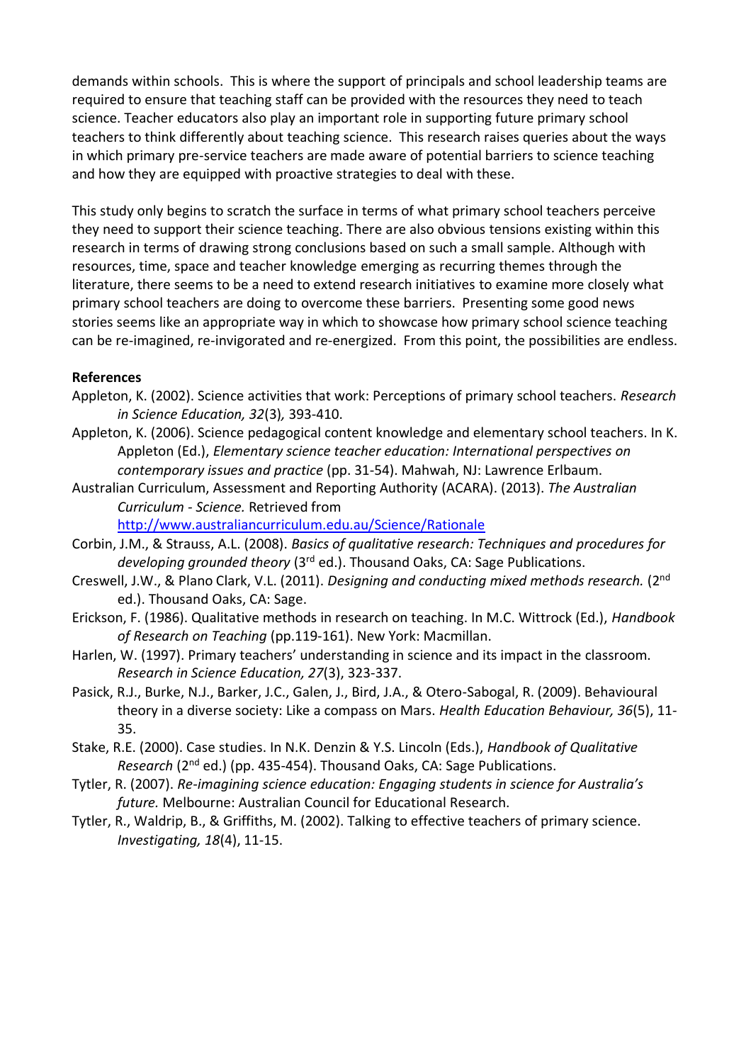demands within schools. This is where the support of principals and school leadership teams are required to ensure that teaching staff can be provided with the resources they need to teach science. Teacher educators also play an important role in supporting future primary school teachers to think differently about teaching science. This research raises queries about the ways in which primary pre-service teachers are made aware of potential barriers to science teaching and how they are equipped with proactive strategies to deal with these.

This study only begins to scratch the surface in terms of what primary school teachers perceive they need to support their science teaching. There are also obvious tensions existing within this research in terms of drawing strong conclusions based on such a small sample. Although with resources, time, space and teacher knowledge emerging as recurring themes through the literature, there seems to be a need to extend research initiatives to examine more closely what primary school teachers are doing to overcome these barriers. Presenting some good news stories seems like an appropriate way in which to showcase how primary school science teaching can be re-imagined, re-invigorated and re-energized. From this point, the possibilities are endless.

**References**

Appleton, K. (2002). Science activities that work: Perceptions of primary school teachers. *Research in Science Education, 32*(3)*,* 393-410.

Appleton, K. (2006). Science pedagogical content knowledge and elementary school teachers. In K. Appleton (Ed.), *Elementary science teacher education: International perspectives on contemporary issues and practice* (pp. 31-54). Mahwah, NJ: Lawrence Erlbaum.

Australian Curriculum, Assessment and Reporting Authority (ACARA). (2013). *The Australian Curriculum - Science.* Retrieved from http://www.australiancurriculum.edu.au/Science/Rationale

Corbin, J.M., & Strauss, A.L. (2008). *Basics of qualitative research: Techniques and procedures for developing grounded theory* (3rd ed.). Thousand Oaks, CA: Sage Publications.

Creswell, J.W., & Plano Clark, V.L. (2011). *Designing and conducting mixed methods research.* (2nd ed.). Thousand Oaks, CA: Sage.

Erickson, F. (1986). Qualitative methods in research on teaching. In M.C. Wittrock (Ed.), *Handbook of Research on Teaching* (pp.119-161). New York: Macmillan.

Harlen, W. (1997). Primary teachers' understanding in science and its impact in the classroom. *Research in Science Education, 27*(3), 323-337.

Pasick, R.J., Burke, N.J., Barker, J.C., Galen, J., Bird, J.A., & Otero-Sabogal, R. (2009). Behavioural theory in a diverse society: Like a compass on Mars. *Health Education Behaviour, 36*(5), 11-35.

Stake, R.E. (2000). Case studies. In N.K. Denzin & Y.S. Lincoln (Eds.), *Handbook of Qualitative Research* (2nd ed.) (pp. 435-454). Thousand Oaks, CA: Sage Publications.

Tytler, R. (2007). *Re-imagining science education: Engaging students in science for Australia's future.* Melbourne: Australian Council for Educational Research.

Tytler, R., Waldrip, B., & Griffiths, M. (2002). Talking to effective teachers of primary science. *Investigating, 18*(4), 11-15.